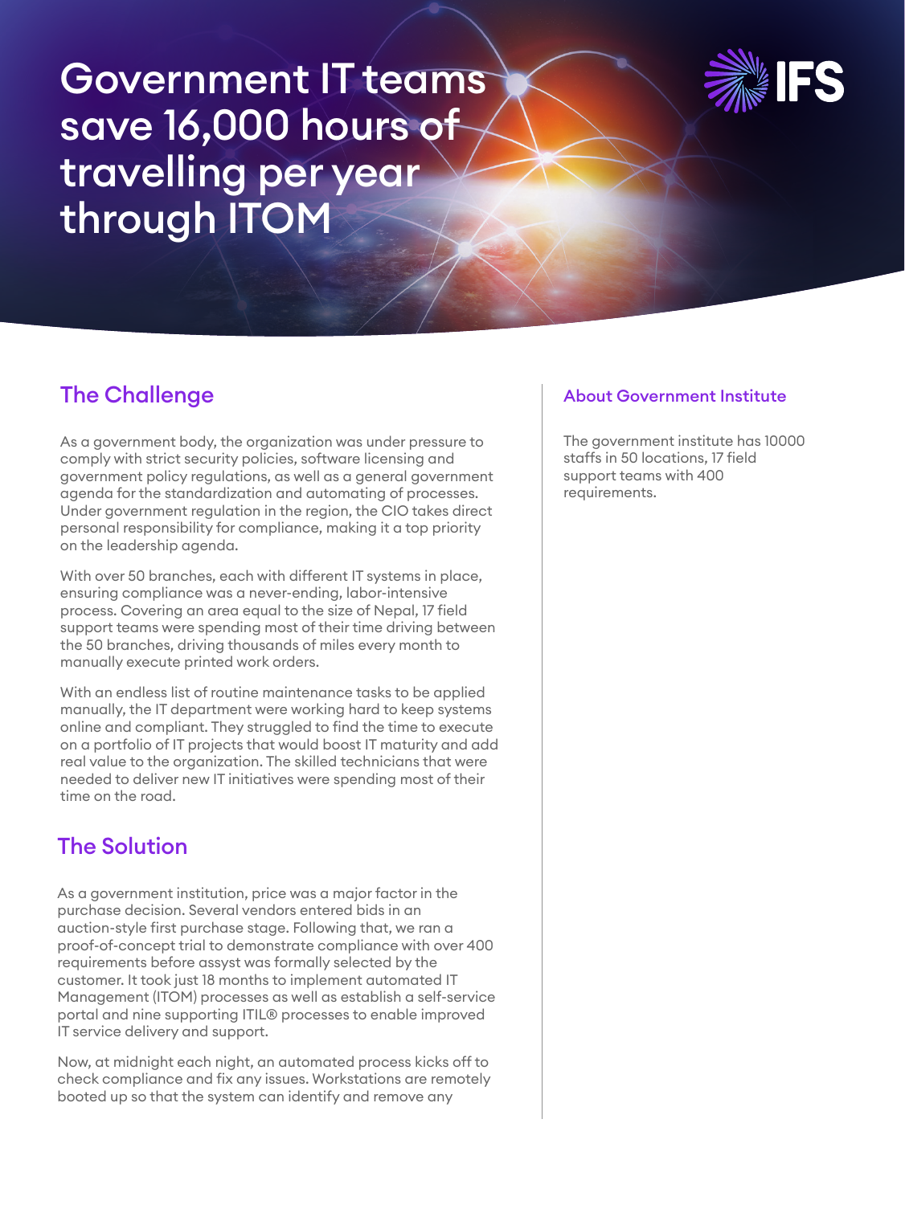# Government IT teams save 16,000 hours of travelling per year through ITOM

IFS

## The Challenge

As a government body, the organization was under pressure to comply with strict security policies, software licensing and government policy regulations, as well as a general government agenda for the standardization and automating of processes. Under government regulation in the region, the CIO takes direct personal responsibility for compliance, making it a top priority on the leadership agenda.

With over 50 branches, each with different IT systems in place, ensuring compliance was a never-ending, labor-intensive process. Covering an area equal to the size of Nepal, 17 field support teams were spending most of their time driving between the 50 branches, driving thousands of miles every month to manually execute printed work orders.

With an endless list of routine maintenance tasks to be applied manually, the IT department were working hard to keep systems online and compliant. They struggled to find the time to execute on a portfolio of IT projects that would boost IT maturity and add real value to the organization. The skilled technicians that were needed to deliver new IT initiatives were spending most of their time on the road.

## The Solution

As a government institution, price was a major factor in the purchase decision. Several vendors entered bids in an auction-style first purchase stage. Following that, we ran a proof-of-concept trial to demonstrate compliance with over 400 requirements before assyst was formally selected by the customer. It took just 18 months to implement automated IT Management (ITOM) processes as well as establish a self-service portal and nine supporting ITIL® processes to enable improved IT service delivery and support.

Now, at midnight each night, an automated process kicks off to check compliance and fix any issues. Workstations are remotely booted up so that the system can identify and remove any

### About Government Institute

The government institute has 10000 staffs in 50 locations, 17 field support teams with 400 requirements.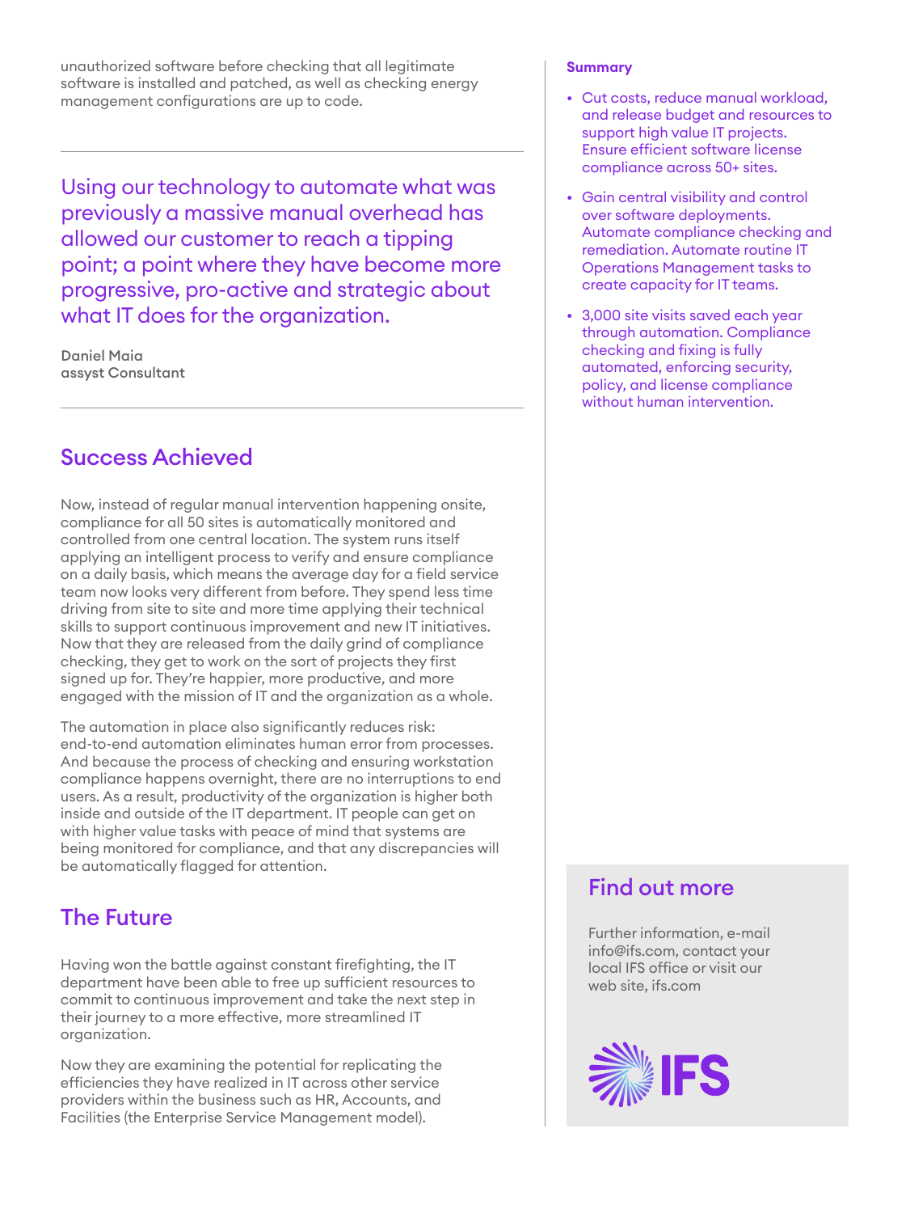unauthorized software before checking that all legitimate software is installed and patched, as well as checking energy management configurations are up to code.

> Using our technology to automate what was previously a massive manual overhead has allowed our customer to reach a tipping point; a point where they have become more progressive, pro-active and strategic about what IT does for the organization.

Daniel Maia
assyst Consultant

## Success Achieved

Now, instead of regular manual intervention happening onsite, compliance for all 50 sites is automatically monitored and controlled from one central location. The system runs itself applying an intelligent process to verify and ensure compliance on a daily basis, which means the average day for a field service team now looks very different from before. They spend less time driving from site to site and more time applying their technical skills to support continuous improvement and new IT initiatives. Now that they are released from the daily grind of compliance checking, they get to work on the sort of projects they first signed up for. They're happier, more productive, and more engaged with the mission of IT and the organization as a whole.

The automation in place also significantly reduces risk: end-to-end automation eliminates human error from processes. And because the process of checking and ensuring workstation compliance happens overnight, there are no interruptions to end users. As a result, productivity of the organization is higher both inside and outside of the IT department. IT people can get on with higher value tasks with peace of mind that systems are being monitored for compliance, and that any discrepancies will be automatically flagged for attention.

## The Future

Having won the battle against constant firefighting, the IT department have been able to free up sufficient resources to commit to continuous improvement and take the next step in their journey to a more effective, more streamlined IT organization.

Now they are examining the potential for replicating the efficiencies they have realized in IT across other service providers within the business such as HR, Accounts, and Facilities (the Enterprise Service Management model).

**Summary**

- Cut costs, reduce manual workload, and release budget and resources to support high value IT projects. Ensure efficient software license compliance across 50+ sites.
- Gain central visibility and control over software deployments. Automate compliance checking and remediation. Automate routine IT Operations Management tasks to create capacity for IT teams.
- 3,000 site visits saved each year through automation. Compliance checking and fixing is fully automated, enforcing security, policy, and license compliance without human intervention.

## Find out more

Further information, e-mail info@ifs.com, contact your local IFS office or visit our web site, ifs.com

IFS